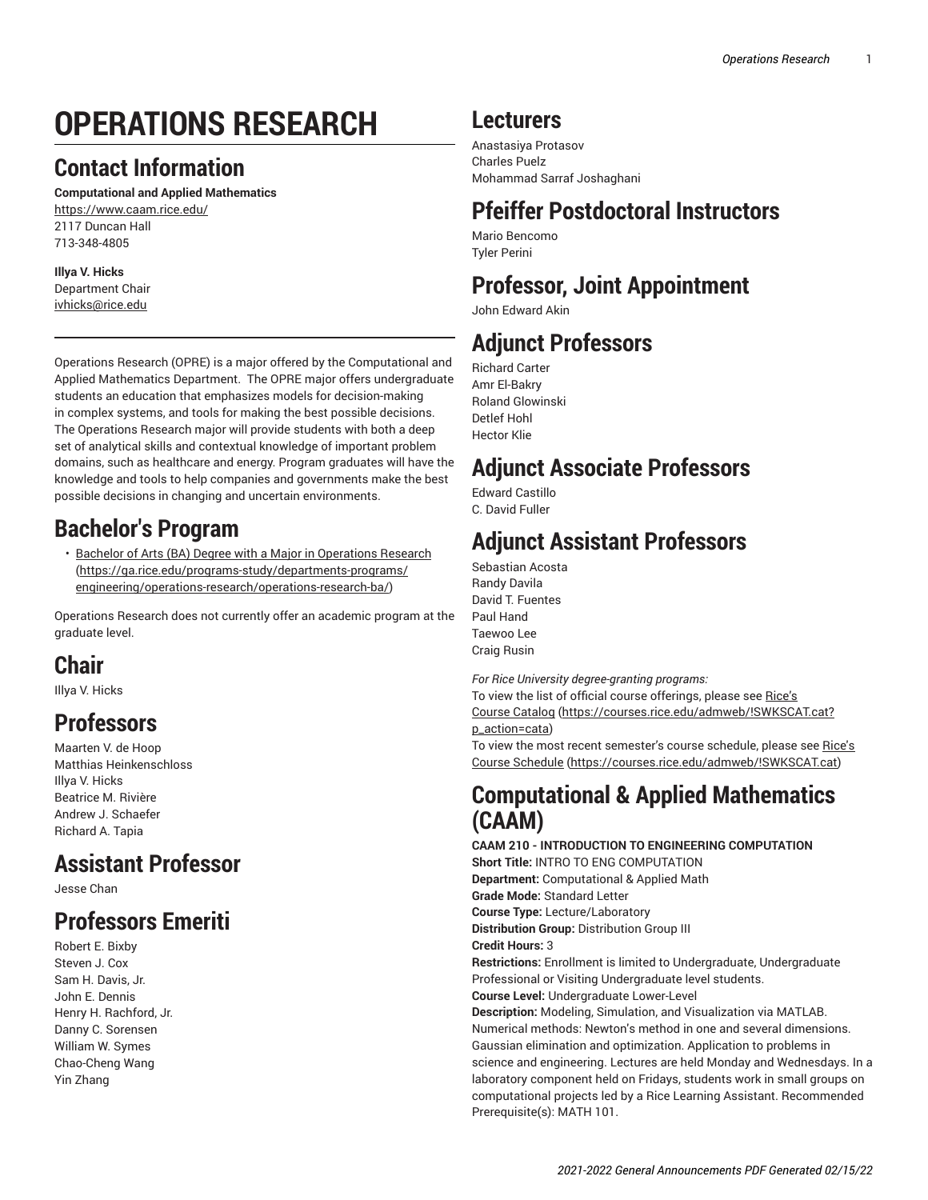# OPERATIONS RESEARCH

## Contact Information

**Computational and Applied Mathematics**
https://www.caam.rice.edu/
2117 Duncan Hall
713-348-4805

**Illya V. Hicks**
Department Chair
ivhicks@rice.edu

Operations Research (OPRE) is a major offered by the Computational and Applied Mathematics Department. The OPRE major offers undergraduate students an education that emphasizes models for decision-making in complex systems, and tools for making the best possible decisions. The Operations Research major will provide students with both a deep set of analytical skills and contextual knowledge of important problem domains, such as healthcare and energy. Program graduates will have the knowledge and tools to help companies and governments make the best possible decisions in changing and uncertain environments.

## Bachelor's Program

- Bachelor of Arts (BA) Degree with a Major in Operations Research (https://ga.rice.edu/programs-study/departments-programs/engineering/operations-research/operations-research-ba/)

Operations Research does not currently offer an academic program at the graduate level.

## Chair

Illya V. Hicks

## Professors

Maarten V. de Hoop
Matthias Heinkenschloss
Illya V. Hicks
Beatrice M. Rivière
Andrew J. Schaefer
Richard A. Tapia

## Assistant Professor

Jesse Chan

## Professors Emeriti

Robert E. Bixby
Steven J. Cox
Sam H. Davis, Jr.
John E. Dennis
Henry H. Rachford, Jr.
Danny C. Sorensen
William W. Symes
Chao-Cheng Wang
Yin Zhang

## Lecturers

Anastasiya Protasov
Charles Puelz
Mohammad Sarraf Joshaghani

## Pfeiffer Postdoctoral Instructors

Mario Bencomo
Tyler Perini

## Professor, Joint Appointment

John Edward Akin

## Adjunct Professors

Richard Carter
Amr El-Bakry
Roland Glowinski
Detlef Hohl
Hector Klie

## Adjunct Associate Professors

Edward Castillo
C. David Fuller

## Adjunct Assistant Professors

Sebastian Acosta
Randy Davila
David T. Fuentes
Paul Hand
Taewoo Lee
Craig Rusin

*For Rice University degree-granting programs:*
To view the list of official course offerings, please see Rice's Course Catalog (https://courses.rice.edu/admweb/!SWKSCAT.cat?p_action=cata)
To view the most recent semester's course schedule, please see Rice's Course Schedule (https://courses.rice.edu/admweb/!SWKSCAT.cat)

## Computational & Applied Mathematics (CAAM)

**CAAM 210 - INTRODUCTION TO ENGINEERING COMPUTATION**
**Short Title:** INTRO TO ENG COMPUTATION
**Department:** Computational & Applied Math
**Grade Mode:** Standard Letter
**Course Type:** Lecture/Laboratory
**Distribution Group:** Distribution Group III
**Credit Hours:** 3
**Restrictions:** Enrollment is limited to Undergraduate, Undergraduate Professional or Visiting Undergraduate level students.
**Course Level:** Undergraduate Lower-Level
**Description:** Modeling, Simulation, and Visualization via MATLAB. Numerical methods: Newton's method in one and several dimensions. Gaussian elimination and optimization. Application to problems in science and engineering. Lectures are held Monday and Wednesdays. In a laboratory component held on Fridays, students work in small groups on computational projects led by a Rice Learning Assistant. Recommended Prerequisite(s): MATH 101.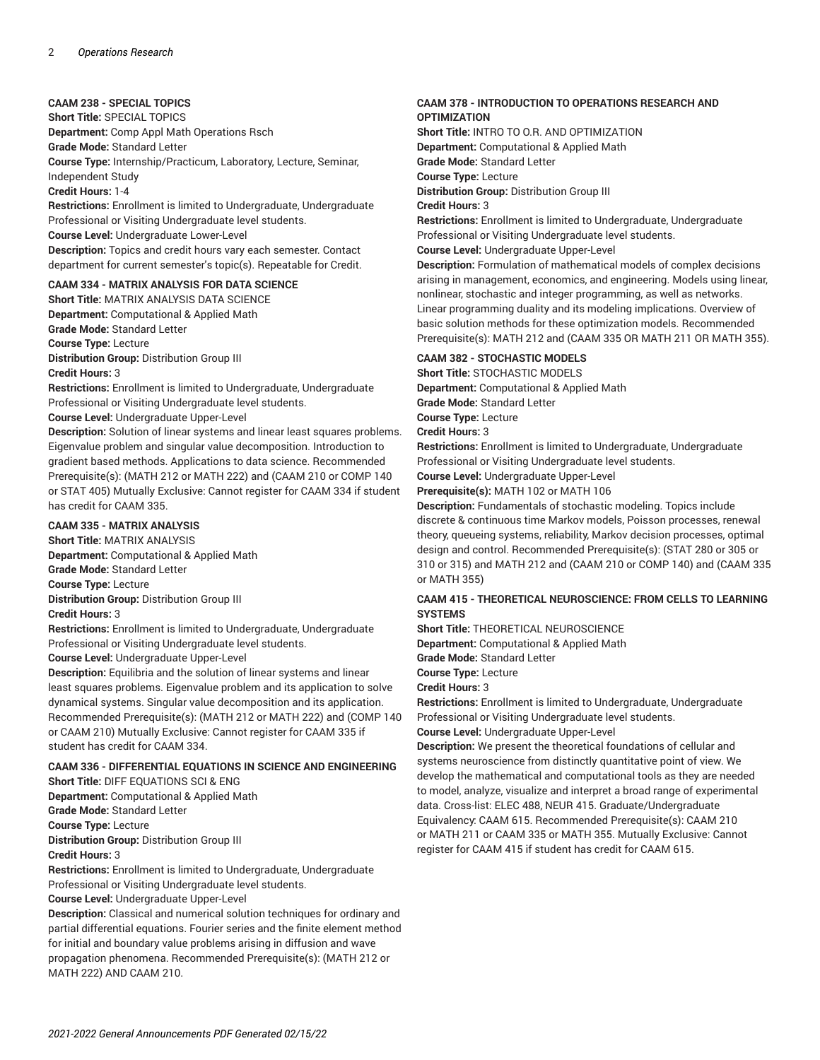**CAAM 238 - SPECIAL TOPICS**
**Short Title:** SPECIAL TOPICS
**Department:** Comp Appl Math Operations Rsch
**Grade Mode:** Standard Letter
**Course Type:** Internship/Practicum, Laboratory, Lecture, Seminar, Independent Study
**Credit Hours:** 1-4
**Restrictions:** Enrollment is limited to Undergraduate, Undergraduate Professional or Visiting Undergraduate level students.
**Course Level:** Undergraduate Lower-Level
**Description:** Topics and credit hours vary each semester. Contact department for current semester's topic(s). Repeatable for Credit.

**CAAM 334 - MATRIX ANALYSIS FOR DATA SCIENCE**
**Short Title:** MATRIX ANALYSIS DATA SCIENCE
**Department:** Computational & Applied Math
**Grade Mode:** Standard Letter
**Course Type:** Lecture
**Distribution Group:** Distribution Group III
**Credit Hours:** 3
**Restrictions:** Enrollment is limited to Undergraduate, Undergraduate Professional or Visiting Undergraduate level students.
**Course Level:** Undergraduate Upper-Level
**Description:** Solution of linear systems and linear least squares problems. Eigenvalue problem and singular value decomposition. Introduction to gradient based methods. Applications to data science. Recommended Prerequisite(s): (MATH 212 or MATH 222) and (CAAM 210 or COMP 140 or STAT 405) Mutually Exclusive: Cannot register for CAAM 334 if student has credit for CAAM 335.

**CAAM 335 - MATRIX ANALYSIS**
**Short Title:** MATRIX ANALYSIS
**Department:** Computational & Applied Math
**Grade Mode:** Standard Letter
**Course Type:** Lecture
**Distribution Group:** Distribution Group III
**Credit Hours:** 3
**Restrictions:** Enrollment is limited to Undergraduate, Undergraduate Professional or Visiting Undergraduate level students.
**Course Level:** Undergraduate Upper-Level
**Description:** Equilibria and the solution of linear systems and linear least squares problems. Eigenvalue problem and its application to solve dynamical systems. Singular value decomposition and its application. Recommended Prerequisite(s): (MATH 212 or MATH 222) and (COMP 140 or CAAM 210) Mutually Exclusive: Cannot register for CAAM 335 if student has credit for CAAM 334.

**CAAM 336 - DIFFERENTIAL EQUATIONS IN SCIENCE AND ENGINEERING**
**Short Title:** DIFF EQUATIONS SCI & ENG
**Department:** Computational & Applied Math
**Grade Mode:** Standard Letter
**Course Type:** Lecture
**Distribution Group:** Distribution Group III
**Credit Hours:** 3
**Restrictions:** Enrollment is limited to Undergraduate, Undergraduate Professional or Visiting Undergraduate level students.
**Course Level:** Undergraduate Upper-Level
**Description:** Classical and numerical solution techniques for ordinary and partial differential equations. Fourier series and the finite element method for initial and boundary value problems arising in diffusion and wave propagation phenomena. Recommended Prerequisite(s): (MATH 212 or MATH 222) AND CAAM 210.

**CAAM 378 - INTRODUCTION TO OPERATIONS RESEARCH AND OPTIMIZATION**
**Short Title:** INTRO TO O.R. AND OPTIMIZATION
**Department:** Computational & Applied Math
**Grade Mode:** Standard Letter
**Course Type:** Lecture
**Distribution Group:** Distribution Group III
**Credit Hours:** 3
**Restrictions:** Enrollment is limited to Undergraduate, Undergraduate Professional or Visiting Undergraduate level students.
**Course Level:** Undergraduate Upper-Level
**Description:** Formulation of mathematical models of complex decisions arising in management, economics, and engineering. Models using linear, nonlinear, stochastic and integer programming, as well as networks. Linear programming duality and its modeling implications. Overview of basic solution methods for these optimization models. Recommended Prerequisite(s): MATH 212 and (CAAM 335 OR MATH 211 OR MATH 355).

**CAAM 382 - STOCHASTIC MODELS**
**Short Title:** STOCHASTIC MODELS
**Department:** Computational & Applied Math
**Grade Mode:** Standard Letter
**Course Type:** Lecture
**Credit Hours:** 3
**Restrictions:** Enrollment is limited to Undergraduate, Undergraduate Professional or Visiting Undergraduate level students.
**Course Level:** Undergraduate Upper-Level
**Prerequisite(s):** MATH 102 or MATH 106
**Description:** Fundamentals of stochastic modeling. Topics include discrete & continuous time Markov models, Poisson processes, renewal theory, queueing systems, reliability, Markov decision processes, optimal design and control. Recommended Prerequisite(s): (STAT 280 or 305 or 310 or 315) and MATH 212 and (CAAM 210 or COMP 140) and (CAAM 335 or MATH 355)

**CAAM 415 - THEORETICAL NEUROSCIENCE: FROM CELLS TO LEARNING SYSTEMS**
**Short Title:** THEORETICAL NEUROSCIENCE
**Department:** Computational & Applied Math
**Grade Mode:** Standard Letter
**Course Type:** Lecture
**Credit Hours:** 3
**Restrictions:** Enrollment is limited to Undergraduate, Undergraduate Professional or Visiting Undergraduate level students.
**Course Level:** Undergraduate Upper-Level
**Description:** We present the theoretical foundations of cellular and systems neuroscience from distinctly quantitative point of view. We develop the mathematical and computational tools as they are needed to model, analyze, visualize and interpret a broad range of experimental data. Cross-list: ELEC 488, NEUR 415. Graduate/Undergraduate Equivalency: CAAM 615. Recommended Prerequisite(s): CAAM 210 or MATH 211 or CAAM 335 or MATH 355. Mutually Exclusive: Cannot register for CAAM 415 if student has credit for CAAM 615.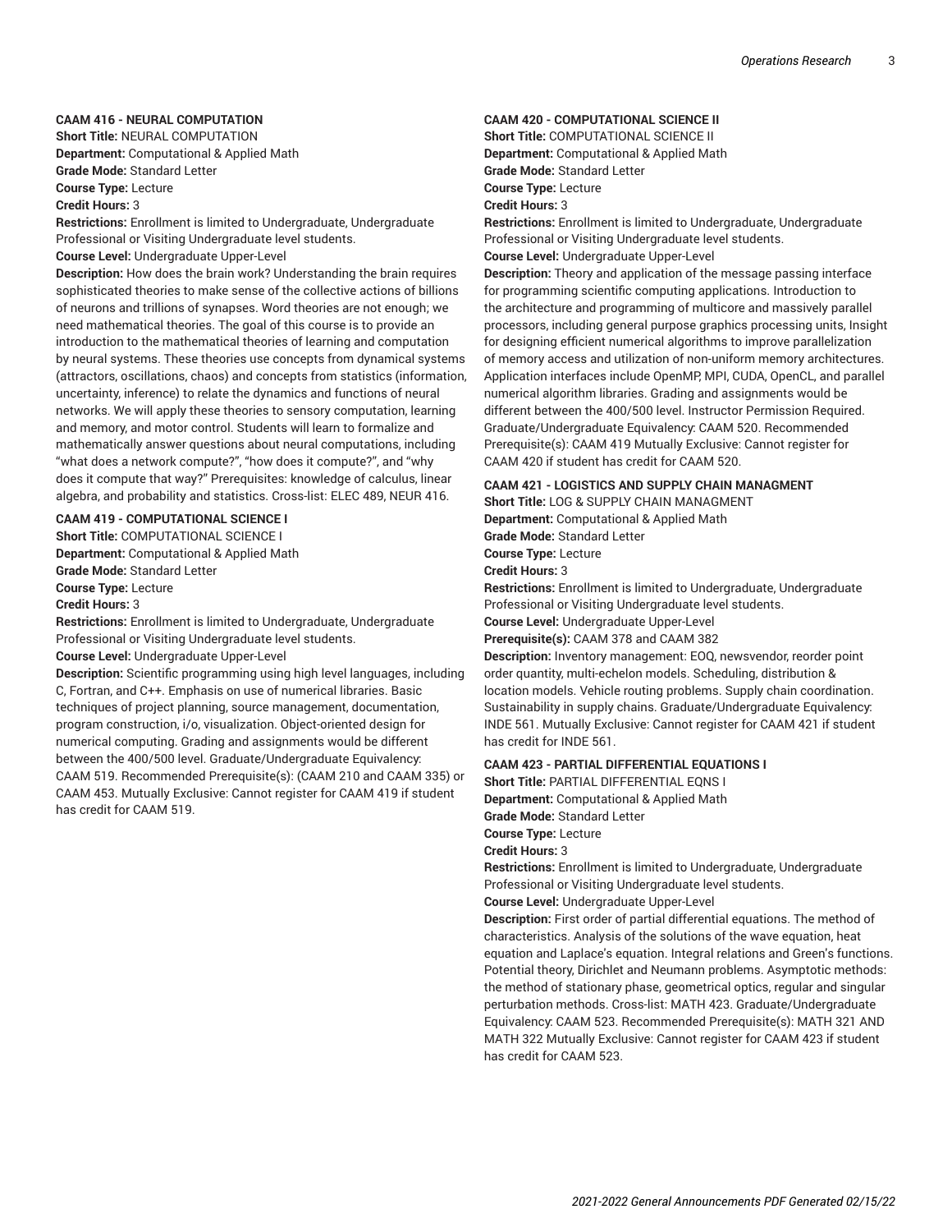**CAAM 416 - NEURAL COMPUTATION**
**Short Title:** NEURAL COMPUTATION
**Department:** Computational & Applied Math
**Grade Mode:** Standard Letter
**Course Type:** Lecture
**Credit Hours:** 3
**Restrictions:** Enrollment is limited to Undergraduate, Undergraduate Professional or Visiting Undergraduate level students.
**Course Level:** Undergraduate Upper-Level
**Description:** How does the brain work? Understanding the brain requires sophisticated theories to make sense of the collective actions of billions of neurons and trillions of synapses. Word theories are not enough; we need mathematical theories. The goal of this course is to provide an introduction to the mathematical theories of learning and computation by neural systems. These theories use concepts from dynamical systems (attractors, oscillations, chaos) and concepts from statistics (information, uncertainty, inference) to relate the dynamics and functions of neural networks. We will apply these theories to sensory computation, learning and memory, and motor control. Students will learn to formalize and mathematically answer questions about neural computations, including "what does a network compute?", "how does it compute?", and "why does it compute that way?" Prerequisites: knowledge of calculus, linear algebra, and probability and statistics. Cross-list: ELEC 489, NEUR 416.

**CAAM 419 - COMPUTATIONAL SCIENCE I**
**Short Title:** COMPUTATIONAL SCIENCE I
**Department:** Computational & Applied Math
**Grade Mode:** Standard Letter
**Course Type:** Lecture
**Credit Hours:** 3
**Restrictions:** Enrollment is limited to Undergraduate, Undergraduate Professional or Visiting Undergraduate level students.
**Course Level:** Undergraduate Upper-Level
**Description:** Scientific programming using high level languages, including C, Fortran, and C++. Emphasis on use of numerical libraries. Basic techniques of project planning, source management, documentation, program construction, i/o, visualization. Object-oriented design for numerical computing. Grading and assignments would be different between the 400/500 level. Graduate/Undergraduate Equivalency: CAAM 519. Recommended Prerequisite(s): (CAAM 210 and CAAM 335) or CAAM 453. Mutually Exclusive: Cannot register for CAAM 419 if student has credit for CAAM 519.

**CAAM 420 - COMPUTATIONAL SCIENCE II**
**Short Title:** COMPUTATIONAL SCIENCE II
**Department:** Computational & Applied Math
**Grade Mode:** Standard Letter
**Course Type:** Lecture
**Credit Hours:** 3
**Restrictions:** Enrollment is limited to Undergraduate, Undergraduate Professional or Visiting Undergraduate level students.
**Course Level:** Undergraduate Upper-Level
**Description:** Theory and application of the message passing interface for programming scientific computing applications. Introduction to the architecture and programming of multicore and massively parallel processors, including general purpose graphics processing units, Insight for designing efficient numerical algorithms to improve parallelization of memory access and utilization of non-uniform memory architectures. Application interfaces include OpenMP, MPI, CUDA, OpenCL, and parallel numerical algorithm libraries. Grading and assignments would be different between the 400/500 level. Instructor Permission Required. Graduate/Undergraduate Equivalency: CAAM 520. Recommended Prerequisite(s): CAAM 419 Mutually Exclusive: Cannot register for CAAM 420 if student has credit for CAAM 520.

**CAAM 421 - LOGISTICS AND SUPPLY CHAIN MANAGMENT**
**Short Title:** LOG & SUPPLY CHAIN MANAGMENT
**Department:** Computational & Applied Math
**Grade Mode:** Standard Letter
**Course Type:** Lecture
**Credit Hours:** 3
**Restrictions:** Enrollment is limited to Undergraduate, Undergraduate Professional or Visiting Undergraduate level students.
**Course Level:** Undergraduate Upper-Level
**Prerequisite(s):** CAAM 378 and CAAM 382
**Description:** Inventory management: EOQ, newsvendor, reorder point order quantity, multi-echelon models. Scheduling, distribution & location models. Vehicle routing problems. Supply chain coordination. Sustainability in supply chains. Graduate/Undergraduate Equivalency: INDE 561. Mutually Exclusive: Cannot register for CAAM 421 if student has credit for INDE 561.

**CAAM 423 - PARTIAL DIFFERENTIAL EQUATIONS I**
**Short Title:** PARTIAL DIFFERENTIAL EQNS I
**Department:** Computational & Applied Math
**Grade Mode:** Standard Letter
**Course Type:** Lecture
**Credit Hours:** 3
**Restrictions:** Enrollment is limited to Undergraduate, Undergraduate Professional or Visiting Undergraduate level students.
**Course Level:** Undergraduate Upper-Level
**Description:** First order of partial differential equations. The method of characteristics. Analysis of the solutions of the wave equation, heat equation and Laplace's equation. Integral relations and Green's functions. Potential theory, Dirichlet and Neumann problems. Asymptotic methods: the method of stationary phase, geometrical optics, regular and singular perturbation methods. Cross-list: MATH 423. Graduate/Undergraduate Equivalency: CAAM 523. Recommended Prerequisite(s): MATH 321 AND MATH 322 Mutually Exclusive: Cannot register for CAAM 423 if student has credit for CAAM 523.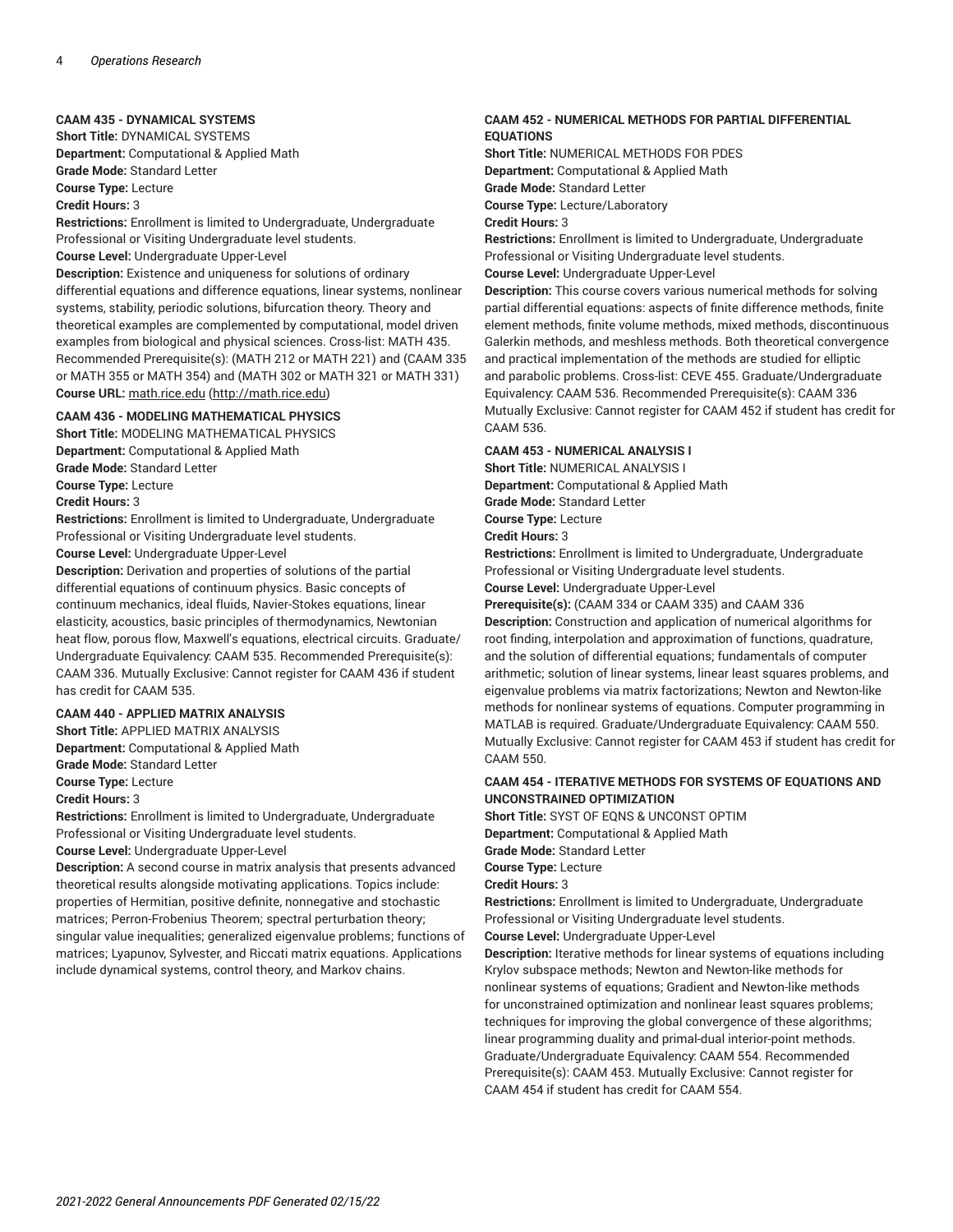### CAAM 435 - DYNAMICAL SYSTEMS

**Short Title:** DYNAMICAL SYSTEMS
**Department:** Computational & Applied Math
**Grade Mode:** Standard Letter
**Course Type:** Lecture
**Credit Hours:** 3
**Restrictions:** Enrollment is limited to Undergraduate, Undergraduate Professional or Visiting Undergraduate level students.
**Course Level:** Undergraduate Upper-Level
**Description:** Existence and uniqueness for solutions of ordinary differential equations and difference equations, linear systems, nonlinear systems, stability, periodic solutions, bifurcation theory. Theory and theoretical examples are complemented by computational, model driven examples from biological and physical sciences. Cross-list: MATH 435. Recommended Prerequisite(s): (MATH 212 or MATH 221) and (CAAM 335 or MATH 355 or MATH 354) and (MATH 302 or MATH 321 or MATH 331)
**Course URL:** math.rice.edu (http://math.rice.edu)

### CAAM 436 - MODELING MATHEMATICAL PHYSICS

**Short Title:** MODELING MATHEMATICAL PHYSICS
**Department:** Computational & Applied Math
**Grade Mode:** Standard Letter
**Course Type:** Lecture
**Credit Hours:** 3
**Restrictions:** Enrollment is limited to Undergraduate, Undergraduate Professional or Visiting Undergraduate level students.
**Course Level:** Undergraduate Upper-Level
**Description:** Derivation and properties of solutions of the partial differential equations of continuum physics. Basic concepts of continuum mechanics, ideal fluids, Navier-Stokes equations, linear elasticity, acoustics, basic principles of thermodynamics, Newtonian heat flow, porous flow, Maxwell's equations, electrical circuits. Graduate/Undergraduate Equivalency: CAAM 535. Recommended Prerequisite(s): CAAM 336. Mutually Exclusive: Cannot register for CAAM 436 if student has credit for CAAM 535.

### CAAM 440 - APPLIED MATRIX ANALYSIS

**Short Title:** APPLIED MATRIX ANALYSIS
**Department:** Computational & Applied Math
**Grade Mode:** Standard Letter
**Course Type:** Lecture
**Credit Hours:** 3
**Restrictions:** Enrollment is limited to Undergraduate, Undergraduate Professional or Visiting Undergraduate level students.
**Course Level:** Undergraduate Upper-Level
**Description:** A second course in matrix analysis that presents advanced theoretical results alongside motivating applications. Topics include: properties of Hermitian, positive definite, nonnegative and stochastic matrices; Perron-Frobenius Theorem; spectral perturbation theory; singular value inequalities; generalized eigenvalue problems; functions of matrices; Lyapunov, Sylvester, and Riccati matrix equations. Applications include dynamical systems, control theory, and Markov chains.

### CAAM 452 - NUMERICAL METHODS FOR PARTIAL DIFFERENTIAL EQUATIONS

**Short Title:** NUMERICAL METHODS FOR PDES
**Department:** Computational & Applied Math
**Grade Mode:** Standard Letter
**Course Type:** Lecture/Laboratory
**Credit Hours:** 3
**Restrictions:** Enrollment is limited to Undergraduate, Undergraduate Professional or Visiting Undergraduate level students.
**Course Level:** Undergraduate Upper-Level
**Description:** This course covers various numerical methods for solving partial differential equations: aspects of finite difference methods, finite element methods, finite volume methods, mixed methods, discontinuous Galerkin methods, and meshless methods. Both theoretical convergence and practical implementation of the methods are studied for elliptic and parabolic problems. Cross-list: CEVE 455. Graduate/Undergraduate Equivalency: CAAM 536. Recommended Prerequisite(s): CAAM 336 Mutually Exclusive: Cannot register for CAAM 452 if student has credit for CAAM 536.

### CAAM 453 - NUMERICAL ANALYSIS I

**Short Title:** NUMERICAL ANALYSIS I
**Department:** Computational & Applied Math
**Grade Mode:** Standard Letter
**Course Type:** Lecture
**Credit Hours:** 3
**Restrictions:** Enrollment is limited to Undergraduate, Undergraduate Professional or Visiting Undergraduate level students.
**Course Level:** Undergraduate Upper-Level
**Prerequisite(s):** (CAAM 334 or CAAM 335) and CAAM 336
**Description:** Construction and application of numerical algorithms for root finding, interpolation and approximation of functions, quadrature, and the solution of differential equations; fundamentals of computer arithmetic; solution of linear systems, linear least squares problems, and eigenvalue problems via matrix factorizations; Newton and Newton-like methods for nonlinear systems of equations. Computer programming in MATLAB is required. Graduate/Undergraduate Equivalency: CAAM 550. Mutually Exclusive: Cannot register for CAAM 453 if student has credit for CAAM 550.

### CAAM 454 - ITERATIVE METHODS FOR SYSTEMS OF EQUATIONS AND UNCONSTRAINED OPTIMIZATION

**Short Title:** SYST OF EQNS & UNCONST OPTIM
**Department:** Computational & Applied Math
**Grade Mode:** Standard Letter
**Course Type:** Lecture
**Credit Hours:** 3
**Restrictions:** Enrollment is limited to Undergraduate, Undergraduate Professional or Visiting Undergraduate level students.
**Course Level:** Undergraduate Upper-Level
**Description:** Iterative methods for linear systems of equations including Krylov subspace methods; Newton and Newton-like methods for nonlinear systems of equations; Gradient and Newton-like methods for unconstrained optimization and nonlinear least squares problems; techniques for improving the global convergence of these algorithms; linear programming duality and primal-dual interior-point methods. Graduate/Undergraduate Equivalency: CAAM 554. Recommended Prerequisite(s): CAAM 453. Mutually Exclusive: Cannot register for CAAM 454 if student has credit for CAAM 554.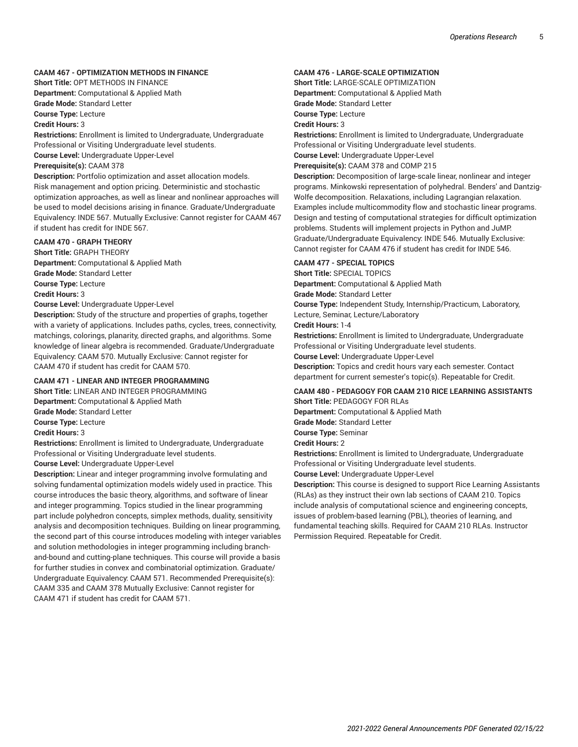**CAAM 467 - OPTIMIZATION METHODS IN FINANCE**

**Short Title:** OPT METHODS IN FINANCE
**Department:** Computational & Applied Math
**Grade Mode:** Standard Letter
**Course Type:** Lecture
**Credit Hours:** 3
**Restrictions:** Enrollment is limited to Undergraduate, Undergraduate Professional or Visiting Undergraduate level students.
**Course Level:** Undergraduate Upper-Level
**Prerequisite(s):** CAAM 378
**Description:** Portfolio optimization and asset allocation models. Risk management and option pricing. Deterministic and stochastic optimization approaches, as well as linear and nonlinear approaches will be used to model decisions arising in finance. Graduate/Undergraduate Equivalency: INDE 567. Mutually Exclusive: Cannot register for CAAM 467 if student has credit for INDE 567.

**CAAM 470 - GRAPH THEORY**

**Short Title:** GRAPH THEORY
**Department:** Computational & Applied Math
**Grade Mode:** Standard Letter
**Course Type:** Lecture
**Credit Hours:** 3
**Course Level:** Undergraduate Upper-Level
**Description:** Study of the structure and properties of graphs, together with a variety of applications. Includes paths, cycles, trees, connectivity, matchings, colorings, planarity, directed graphs, and algorithms. Some knowledge of linear algebra is recommended. Graduate/Undergraduate Equivalency: CAAM 570. Mutually Exclusive: Cannot register for CAAM 470 if student has credit for CAAM 570.

**CAAM 471 - LINEAR AND INTEGER PROGRAMMING**

**Short Title:** LINEAR AND INTEGER PROGRAMMING
**Department:** Computational & Applied Math
**Grade Mode:** Standard Letter
**Course Type:** Lecture
**Credit Hours:** 3
**Restrictions:** Enrollment is limited to Undergraduate, Undergraduate Professional or Visiting Undergraduate level students.
**Course Level:** Undergraduate Upper-Level
**Description:** Linear and integer programming involve formulating and solving fundamental optimization models widely used in practice. This course introduces the basic theory, algorithms, and software of linear and integer programming. Topics studied in the linear programming part include polyhedron concepts, simplex methods, duality, sensitivity analysis and decomposition techniques. Building on linear programming, the second part of this course introduces modeling with integer variables and solution methodologies in integer programming including branch-and-bound and cutting-plane techniques. This course will provide a basis for further studies in convex and combinatorial optimization. Graduate/Undergraduate Equivalency: CAAM 571. Recommended Prerequisite(s): CAAM 335 and CAAM 378 Mutually Exclusive: Cannot register for CAAM 471 if student has credit for CAAM 571.

**CAAM 476 - LARGE-SCALE OPTIMIZATION**

**Short Title:** LARGE-SCALE OPTIMIZATION
**Department:** Computational & Applied Math
**Grade Mode:** Standard Letter
**Course Type:** Lecture
**Credit Hours:** 3
**Restrictions:** Enrollment is limited to Undergraduate, Undergraduate Professional or Visiting Undergraduate level students.
**Course Level:** Undergraduate Upper-Level
**Prerequisite(s):** CAAM 378 and COMP 215
**Description:** Decomposition of large-scale linear, nonlinear and integer programs. Minkowski representation of polyhedral. Benders' and Dantzig-Wolfe decomposition. Relaxations, including Lagrangian relaxation. Examples include multicommodity flow and stochastic linear programs. Design and testing of computational strategies for difficult optimization problems. Students will implement projects in Python and JuMP. Graduate/Undergraduate Equivalency: INDE 546. Mutually Exclusive: Cannot register for CAAM 476 if student has credit for INDE 546.

**CAAM 477 - SPECIAL TOPICS**

**Short Title:** SPECIAL TOPICS
**Department:** Computational & Applied Math
**Grade Mode:** Standard Letter
**Course Type:** Independent Study, Internship/Practicum, Laboratory, Lecture, Seminar, Lecture/Laboratory
**Credit Hours:** 1-4
**Restrictions:** Enrollment is limited to Undergraduate, Undergraduate Professional or Visiting Undergraduate level students.
**Course Level:** Undergraduate Upper-Level
**Description:** Topics and credit hours vary each semester. Contact department for current semester's topic(s). Repeatable for Credit.

**CAAM 480 - PEDAGOGY FOR CAAM 210 RICE LEARNING ASSISTANTS**

**Short Title:** PEDAGOGY FOR RLAs
**Department:** Computational & Applied Math
**Grade Mode:** Standard Letter
**Course Type:** Seminar
**Credit Hours:** 2
**Restrictions:** Enrollment is limited to Undergraduate, Undergraduate Professional or Visiting Undergraduate level students.
**Course Level:** Undergraduate Upper-Level
**Description:** This course is designed to support Rice Learning Assistants (RLAs) as they instruct their own lab sections of CAAM 210. Topics include analysis of computational science and engineering concepts, issues of problem-based learning (PBL), theories of learning, and fundamental teaching skills. Required for CAAM 210 RLAs. Instructor Permission Required. Repeatable for Credit.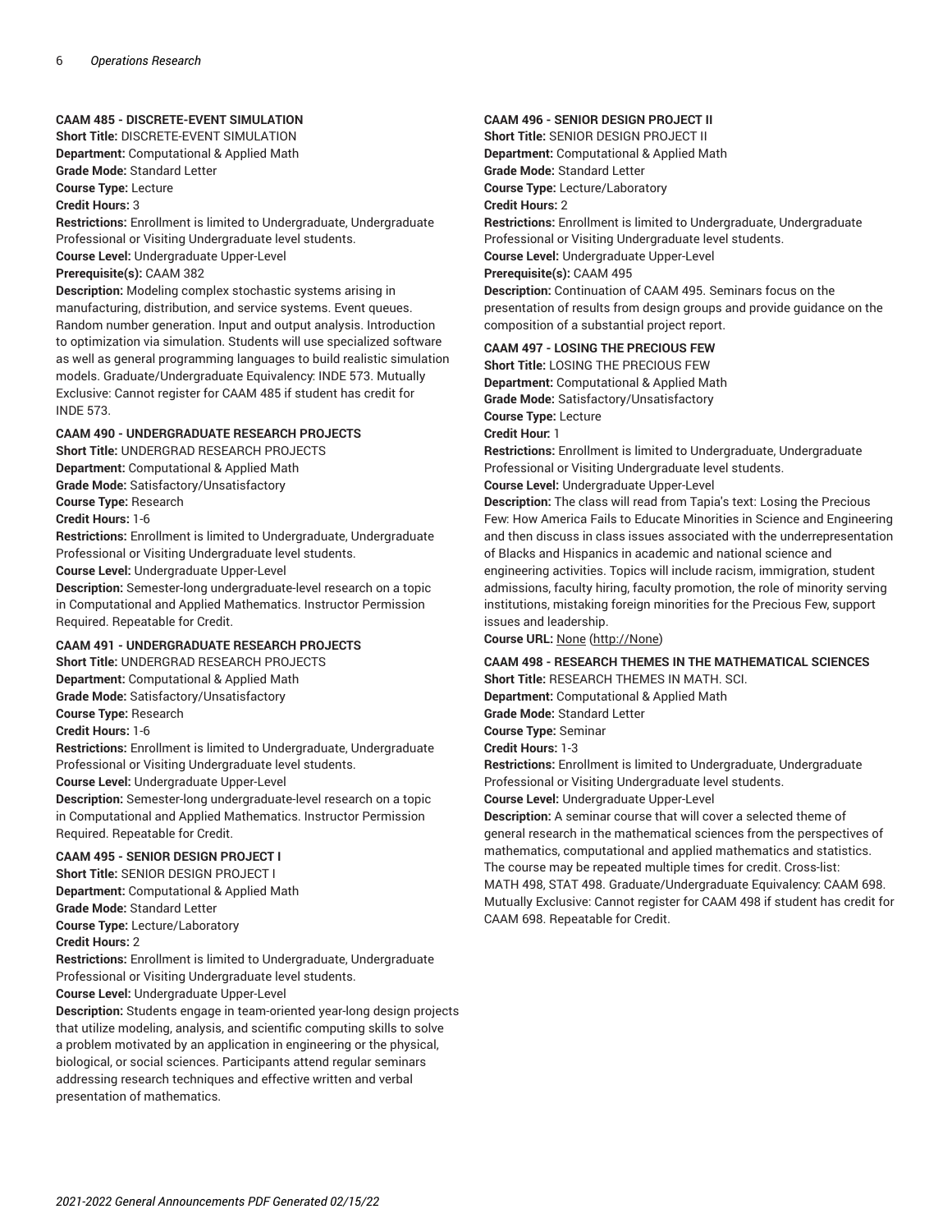### CAAM 485 - DISCRETE-EVENT SIMULATION

**Short Title:** DISCRETE-EVENT SIMULATION
**Department:** Computational & Applied Math
**Grade Mode:** Standard Letter
**Course Type:** Lecture
**Credit Hours:** 3
**Restrictions:** Enrollment is limited to Undergraduate, Undergraduate Professional or Visiting Undergraduate level students.
**Course Level:** Undergraduate Upper-Level
**Prerequisite(s):** CAAM 382
**Description:** Modeling complex stochastic systems arising in manufacturing, distribution, and service systems. Event queues. Random number generation. Input and output analysis. Introduction to optimization via simulation. Students will use specialized software as well as general programming languages to build realistic simulation models. Graduate/Undergraduate Equivalency: INDE 573. Mutually Exclusive: Cannot register for CAAM 485 if student has credit for INDE 573.

### CAAM 490 - UNDERGRADUATE RESEARCH PROJECTS

**Short Title:** UNDERGRAD RESEARCH PROJECTS
**Department:** Computational & Applied Math
**Grade Mode:** Satisfactory/Unsatisfactory
**Course Type:** Research
**Credit Hours:** 1-6
**Restrictions:** Enrollment is limited to Undergraduate, Undergraduate Professional or Visiting Undergraduate level students.
**Course Level:** Undergraduate Upper-Level
**Description:** Semester-long undergraduate-level research on a topic in Computational and Applied Mathematics. Instructor Permission Required. Repeatable for Credit.

### CAAM 491 - UNDERGRADUATE RESEARCH PROJECTS

**Short Title:** UNDERGRAD RESEARCH PROJECTS
**Department:** Computational & Applied Math
**Grade Mode:** Satisfactory/Unsatisfactory
**Course Type:** Research
**Credit Hours:** 1-6
**Restrictions:** Enrollment is limited to Undergraduate, Undergraduate Professional or Visiting Undergraduate level students.
**Course Level:** Undergraduate Upper-Level
**Description:** Semester-long undergraduate-level research on a topic in Computational and Applied Mathematics. Instructor Permission Required. Repeatable for Credit.

### CAAM 495 - SENIOR DESIGN PROJECT I

**Short Title:** SENIOR DESIGN PROJECT I
**Department:** Computational & Applied Math
**Grade Mode:** Standard Letter
**Course Type:** Lecture/Laboratory
**Credit Hours:** 2
**Restrictions:** Enrollment is limited to Undergraduate, Undergraduate Professional or Visiting Undergraduate level students.
**Course Level:** Undergraduate Upper-Level
**Description:** Students engage in team-oriented year-long design projects that utilize modeling, analysis, and scientific computing skills to solve a problem motivated by an application in engineering or the physical, biological, or social sciences. Participants attend regular seminars addressing research techniques and effective written and verbal presentation of mathematics.

### CAAM 496 - SENIOR DESIGN PROJECT II

**Short Title:** SENIOR DESIGN PROJECT II
**Department:** Computational & Applied Math
**Grade Mode:** Standard Letter
**Course Type:** Lecture/Laboratory
**Credit Hours:** 2
**Restrictions:** Enrollment is limited to Undergraduate, Undergraduate Professional or Visiting Undergraduate level students.
**Course Level:** Undergraduate Upper-Level
**Prerequisite(s):** CAAM 495
**Description:** Continuation of CAAM 495. Seminars focus on the presentation of results from design groups and provide guidance on the composition of a substantial project report.

### CAAM 497 - LOSING THE PRECIOUS FEW

**Short Title:** LOSING THE PRECIOUS FEW
**Department:** Computational & Applied Math
**Grade Mode:** Satisfactory/Unsatisfactory
**Course Type:** Lecture
**Credit Hour:** 1
**Restrictions:** Enrollment is limited to Undergraduate, Undergraduate Professional or Visiting Undergraduate level students.
**Course Level:** Undergraduate Upper-Level
**Description:** The class will read from Tapia's text: Losing the Precious Few: How America Fails to Educate Minorities in Science and Engineering and then discuss in class issues associated with the underrepresentation of Blacks and Hispanics in academic and national science and engineering activities. Topics will include racism, immigration, student admissions, faculty hiring, faculty promotion, the role of minority serving institutions, mistaking foreign minorities for the Precious Few, support issues and leadership.
**Course URL:** [None](http://None) (http://None)

### CAAM 498 - RESEARCH THEMES IN THE MATHEMATICAL SCIENCES

**Short Title:** RESEARCH THEMES IN MATH. SCI.
**Department:** Computational & Applied Math
**Grade Mode:** Standard Letter
**Course Type:** Seminar
**Credit Hours:** 1-3
**Restrictions:** Enrollment is limited to Undergraduate, Undergraduate Professional or Visiting Undergraduate level students.
**Course Level:** Undergraduate Upper-Level
**Description:** A seminar course that will cover a selected theme of general research in the mathematical sciences from the perspectives of mathematics, computational and applied mathematics and statistics. The course may be repeated multiple times for credit. Cross-list: MATH 498, STAT 498. Graduate/Undergraduate Equivalency: CAAM 698. Mutually Exclusive: Cannot register for CAAM 498 if student has credit for CAAM 698. Repeatable for Credit.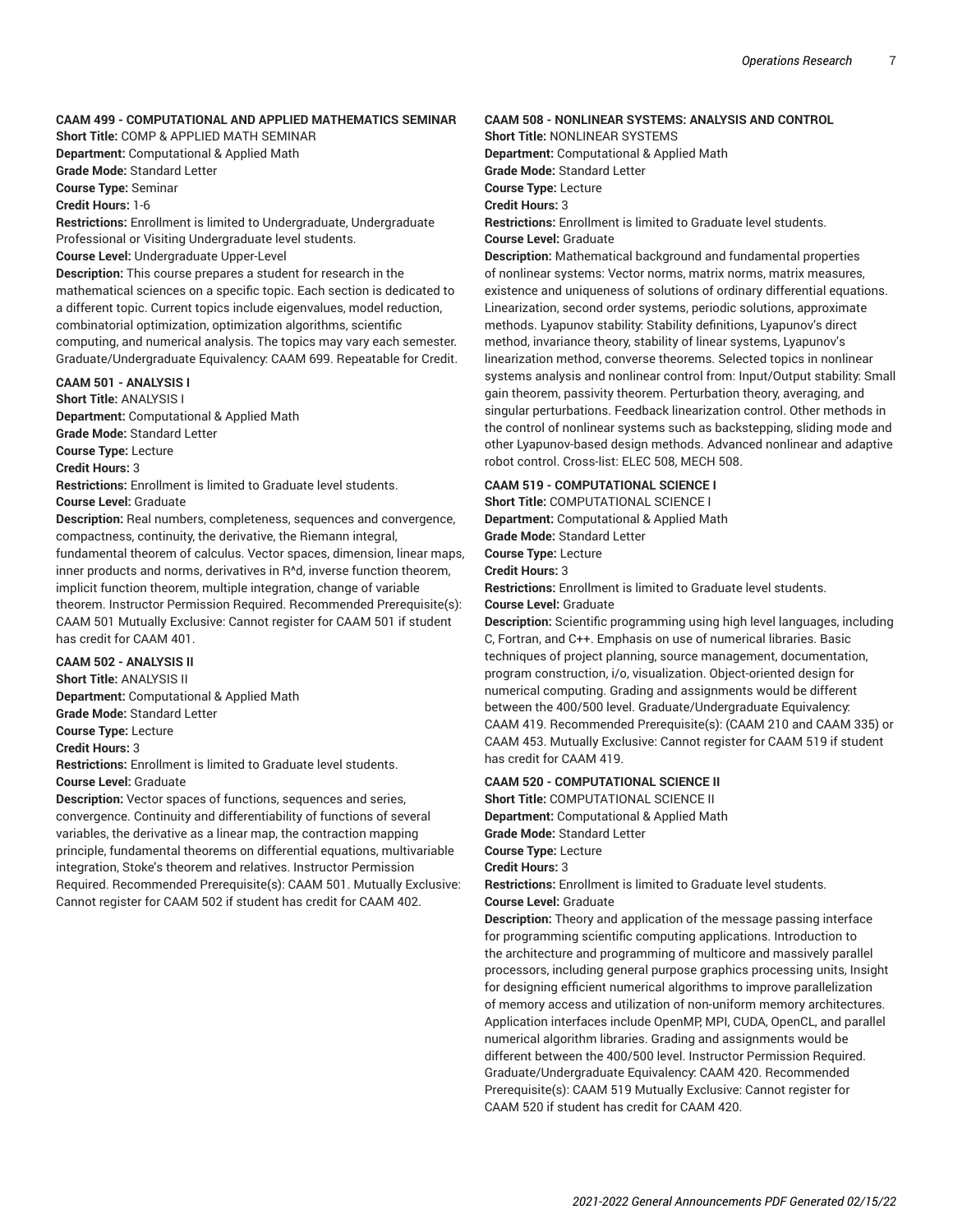**CAAM 499 - COMPUTATIONAL AND APPLIED MATHEMATICS SEMINAR**

**Short Title:** COMP & APPLIED MATH SEMINAR
**Department:** Computational & Applied Math
**Grade Mode:** Standard Letter
**Course Type:** Seminar
**Credit Hours:** 1-6
**Restrictions:** Enrollment is limited to Undergraduate, Undergraduate Professional or Visiting Undergraduate level students.
**Course Level:** Undergraduate Upper-Level
**Description:** This course prepares a student for research in the mathematical sciences on a specific topic. Each section is dedicated to a different topic. Current topics include eigenvalues, model reduction, combinatorial optimization, optimization algorithms, scientific computing, and numerical analysis. The topics may vary each semester. Graduate/Undergraduate Equivalency: CAAM 699. Repeatable for Credit.

**CAAM 501 - ANALYSIS I**

**Short Title:** ANALYSIS I
**Department:** Computational & Applied Math
**Grade Mode:** Standard Letter
**Course Type:** Lecture
**Credit Hours:** 3
**Restrictions:** Enrollment is limited to Graduate level students.
**Course Level:** Graduate
**Description:** Real numbers, completeness, sequences and convergence, compactness, continuity, the derivative, the Riemann integral, fundamental theorem of calculus. Vector spaces, dimension, linear maps, inner products and norms, derivatives in R^d, inverse function theorem, implicit function theorem, multiple integration, change of variable theorem. Instructor Permission Required. Recommended Prerequisite(s): CAAM 501 Mutually Exclusive: Cannot register for CAAM 501 if student has credit for CAAM 401.

**CAAM 502 - ANALYSIS II**

**Short Title:** ANALYSIS II
**Department:** Computational & Applied Math
**Grade Mode:** Standard Letter
**Course Type:** Lecture
**Credit Hours:** 3
**Restrictions:** Enrollment is limited to Graduate level students.
**Course Level:** Graduate
**Description:** Vector spaces of functions, sequences and series, convergence. Continuity and differentiability of functions of several variables, the derivative as a linear map, the contraction mapping principle, fundamental theorems on differential equations, multivariable integration, Stoke's theorem and relatives. Instructor Permission Required. Recommended Prerequisite(s): CAAM 501. Mutually Exclusive: Cannot register for CAAM 502 if student has credit for CAAM 402.

**CAAM 508 - NONLINEAR SYSTEMS: ANALYSIS AND CONTROL**

**Short Title:** NONLINEAR SYSTEMS
**Department:** Computational & Applied Math
**Grade Mode:** Standard Letter
**Course Type:** Lecture
**Credit Hours:** 3
**Restrictions:** Enrollment is limited to Graduate level students.
**Course Level:** Graduate
**Description:** Mathematical background and fundamental properties of nonlinear systems: Vector norms, matrix norms, matrix measures, existence and uniqueness of solutions of ordinary differential equations. Linearization, second order systems, periodic solutions, approximate methods. Lyapunov stability: Stability definitions, Lyapunov's direct method, invariance theory, stability of linear systems, Lyapunov's linearization method, converse theorems. Selected topics in nonlinear systems analysis and nonlinear control from: Input/Output stability: Small gain theorem, passivity theorem. Perturbation theory, averaging, and singular perturbations. Feedback linearization control. Other methods in the control of nonlinear systems such as backstepping, sliding mode and other Lyapunov-based design methods. Advanced nonlinear and adaptive robot control. Cross-list: ELEC 508, MECH 508.

**CAAM 519 - COMPUTATIONAL SCIENCE I**

**Short Title:** COMPUTATIONAL SCIENCE I
**Department:** Computational & Applied Math
**Grade Mode:** Standard Letter
**Course Type:** Lecture
**Credit Hours:** 3
**Restrictions:** Enrollment is limited to Graduate level students.
**Course Level:** Graduate
**Description:** Scientific programming using high level languages, including C, Fortran, and C++. Emphasis on use of numerical libraries. Basic techniques of project planning, source management, documentation, program construction, i/o, visualization. Object-oriented design for numerical computing. Grading and assignments would be different between the 400/500 level. Graduate/Undergraduate Equivalency: CAAM 419. Recommended Prerequisite(s): (CAAM 210 and CAAM 335) or CAAM 453. Mutually Exclusive: Cannot register for CAAM 519 if student has credit for CAAM 419.

**CAAM 520 - COMPUTATIONAL SCIENCE II**

**Short Title:** COMPUTATIONAL SCIENCE II
**Department:** Computational & Applied Math
**Grade Mode:** Standard Letter
**Course Type:** Lecture
**Credit Hours:** 3
**Restrictions:** Enrollment is limited to Graduate level students.
**Course Level:** Graduate
**Description:** Theory and application of the message passing interface for programming scientific computing applications. Introduction to the architecture and programming of multicore and massively parallel processors, including general purpose graphics processing units, Insight for designing efficient numerical algorithms to improve parallelization of memory access and utilization of non-uniform memory architectures. Application interfaces include OpenMP, MPI, CUDA, OpenCL, and parallel numerical algorithm libraries. Grading and assignments would be different between the 400/500 level. Instructor Permission Required. Graduate/Undergraduate Equivalency: CAAM 420. Recommended Prerequisite(s): CAAM 519 Mutually Exclusive: Cannot register for CAAM 520 if student has credit for CAAM 420.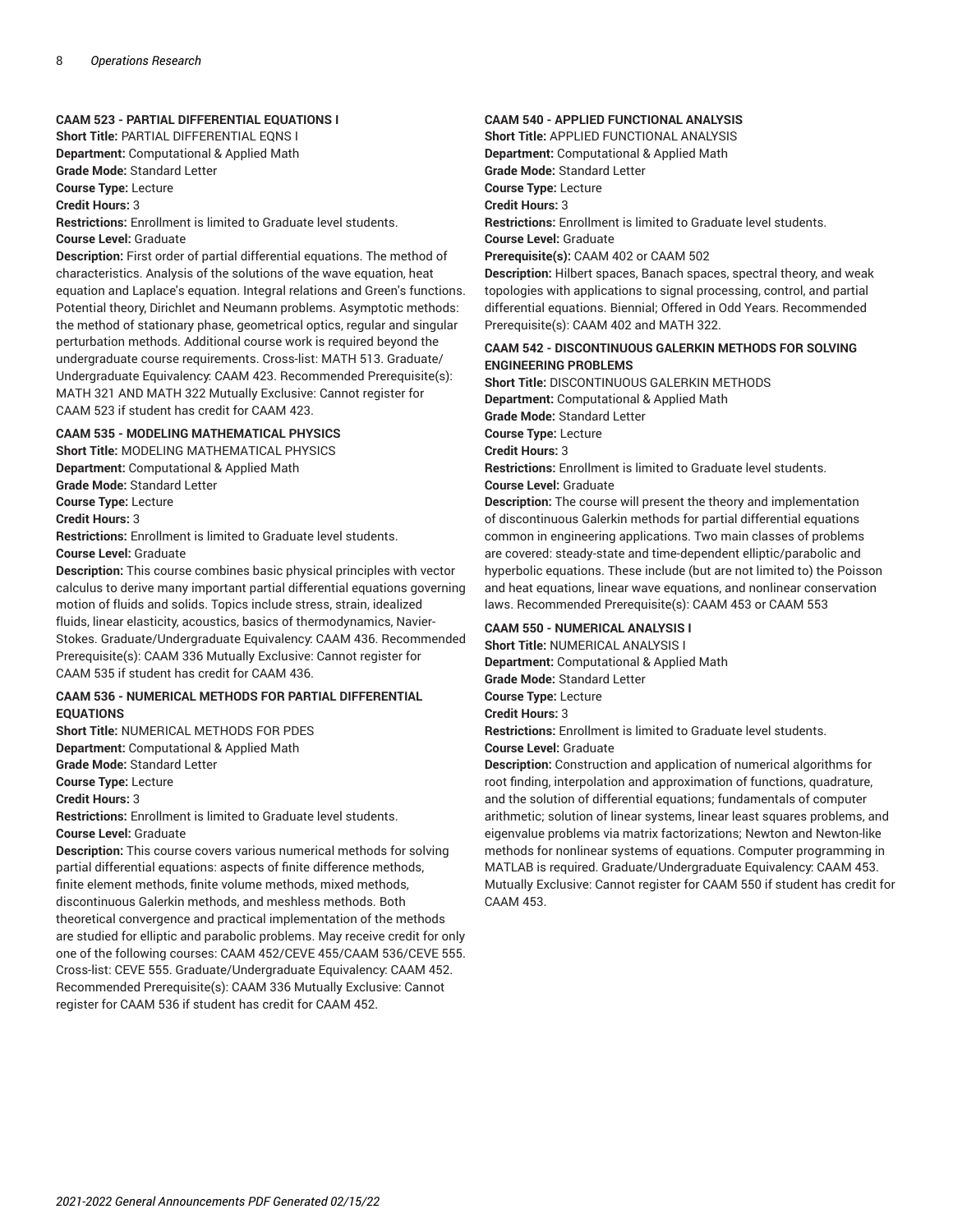**CAAM 523 - PARTIAL DIFFERENTIAL EQUATIONS I**

**Short Title:** PARTIAL DIFFERENTIAL EQNS I
**Department:** Computational & Applied Math
**Grade Mode:** Standard Letter
**Course Type:** Lecture
**Credit Hours:** 3
**Restrictions:** Enrollment is limited to Graduate level students.
**Course Level:** Graduate
**Description:** First order of partial differential equations. The method of characteristics. Analysis of the solutions of the wave equation, heat equation and Laplace's equation. Integral relations and Green's functions. Potential theory, Dirichlet and Neumann problems. Asymptotic methods: the method of stationary phase, geometrical optics, regular and singular perturbation methods. Additional course work is required beyond the undergraduate course requirements. Cross-list: MATH 513. Graduate/Undergraduate Equivalency: CAAM 423. Recommended Prerequisite(s): MATH 321 AND MATH 322 Mutually Exclusive: Cannot register for CAAM 523 if student has credit for CAAM 423.

**CAAM 535 - MODELING MATHEMATICAL PHYSICS**

**Short Title:** MODELING MATHEMATICAL PHYSICS
**Department:** Computational & Applied Math
**Grade Mode:** Standard Letter
**Course Type:** Lecture
**Credit Hours:** 3
**Restrictions:** Enrollment is limited to Graduate level students.
**Course Level:** Graduate
**Description:** This course combines basic physical principles with vector calculus to derive many important partial differential equations governing motion of fluids and solids. Topics include stress, strain, idealized fluids, linear elasticity, acoustics, basics of thermodynamics, Navier-Stokes. Graduate/Undergraduate Equivalency: CAAM 436. Recommended Prerequisite(s): CAAM 336 Mutually Exclusive: Cannot register for CAAM 535 if student has credit for CAAM 436.

**CAAM 536 - NUMERICAL METHODS FOR PARTIAL DIFFERENTIAL EQUATIONS**

**Short Title:** NUMERICAL METHODS FOR PDES
**Department:** Computational & Applied Math
**Grade Mode:** Standard Letter
**Course Type:** Lecture
**Credit Hours:** 3
**Restrictions:** Enrollment is limited to Graduate level students.
**Course Level:** Graduate
**Description:** This course covers various numerical methods for solving partial differential equations: aspects of finite difference methods, finite element methods, finite volume methods, mixed methods, discontinuous Galerkin methods, and meshless methods. Both theoretical convergence and practical implementation of the methods are studied for elliptic and parabolic problems. May receive credit for only one of the following courses: CAAM 452/CEVE 455/CAAM 536/CEVE 555. Cross-list: CEVE 555. Graduate/Undergraduate Equivalency: CAAM 452. Recommended Prerequisite(s): CAAM 336 Mutually Exclusive: Cannot register for CAAM 536 if student has credit for CAAM 452.

**CAAM 540 - APPLIED FUNCTIONAL ANALYSIS**

**Short Title:** APPLIED FUNCTIONAL ANALYSIS
**Department:** Computational & Applied Math
**Grade Mode:** Standard Letter
**Course Type:** Lecture
**Credit Hours:** 3
**Restrictions:** Enrollment is limited to Graduate level students.
**Course Level:** Graduate
**Prerequisite(s):** CAAM 402 or CAAM 502
**Description:** Hilbert spaces, Banach spaces, spectral theory, and weak topologies with applications to signal processing, control, and partial differential equations. Biennial; Offered in Odd Years. Recommended Prerequisite(s): CAAM 402 and MATH 322.

**CAAM 542 - DISCONTINUOUS GALERKIN METHODS FOR SOLVING ENGINEERING PROBLEMS**

**Short Title:** DISCONTINUOUS GALERKIN METHODS
**Department:** Computational & Applied Math
**Grade Mode:** Standard Letter
**Course Type:** Lecture
**Credit Hours:** 3
**Restrictions:** Enrollment is limited to Graduate level students.
**Course Level:** Graduate
**Description:** The course will present the theory and implementation of discontinuous Galerkin methods for partial differential equations common in engineering applications. Two main classes of problems are covered: steady-state and time-dependent elliptic/parabolic and hyperbolic equations. These include (but are not limited to) the Poisson and heat equations, linear wave equations, and nonlinear conservation laws. Recommended Prerequisite(s): CAAM 453 or CAAM 553

**CAAM 550 - NUMERICAL ANALYSIS I**

**Short Title:** NUMERICAL ANALYSIS I
**Department:** Computational & Applied Math
**Grade Mode:** Standard Letter
**Course Type:** Lecture
**Credit Hours:** 3
**Restrictions:** Enrollment is limited to Graduate level students.
**Course Level:** Graduate
**Description:** Construction and application of numerical algorithms for root finding, interpolation and approximation of functions, quadrature, and the solution of differential equations; fundamentals of computer arithmetic; solution of linear systems, linear least squares problems, and eigenvalue problems via matrix factorizations; Newton and Newton-like methods for nonlinear systems of equations. Computer programming in MATLAB is required. Graduate/Undergraduate Equivalency: CAAM 453. Mutually Exclusive: Cannot register for CAAM 550 if student has credit for CAAM 453.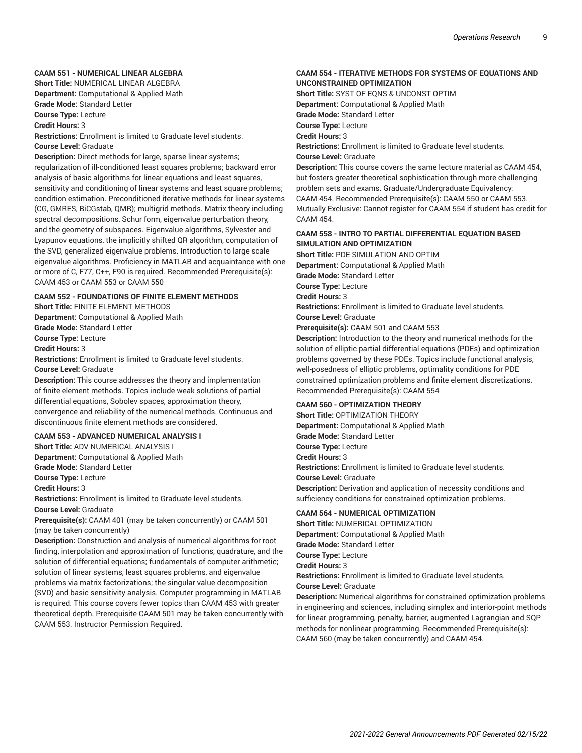**CAAM 551 - NUMERICAL LINEAR ALGEBRA**

**Short Title:** NUMERICAL LINEAR ALGEBRA
**Department:** Computational & Applied Math
**Grade Mode:** Standard Letter
**Course Type:** Lecture
**Credit Hours:** 3
**Restrictions:** Enrollment is limited to Graduate level students.
**Course Level:** Graduate
**Description:** Direct methods for large, sparse linear systems; regularization of ill-conditioned least squares problems; backward error analysis of basic algorithms for linear equations and least squares, sensitivity and conditioning of linear systems and least square problems; condition estimation. Preconditioned iterative methods for linear systems (CG, GMRES, BiCGstab, QMR); multigrid methods. Matrix theory including spectral decompositions, Schur form, eigenvalue perturbation theory, and the geometry of subspaces. Eigenvalue algorithms, Sylvester and Lyapunov equations, the implicitly shifted QR algorithm, computation of the SVD, generalized eigenvalue problems. Introduction to large scale eigenvalue algorithms. Proficiency in MATLAB and acquaintance with one or more of C, F77, C++, F90 is required. Recommended Prerequisite(s): CAAM 453 or CAAM 553 or CAAM 550

**CAAM 552 - FOUNDATIONS OF FINITE ELEMENT METHODS**

**Short Title:** FINITE ELEMENT METHODS
**Department:** Computational & Applied Math
**Grade Mode:** Standard Letter
**Course Type:** Lecture
**Credit Hours:** 3
**Restrictions:** Enrollment is limited to Graduate level students.
**Course Level:** Graduate
**Description:** This course addresses the theory and implementation of finite element methods. Topics include weak solutions of partial differential equations, Sobolev spaces, approximation theory, convergence and reliability of the numerical methods. Continuous and discontinuous finite element methods are considered.

**CAAM 553 - ADVANCED NUMERICAL ANALYSIS I**

**Short Title:** ADV NUMERICAL ANALYSIS I
**Department:** Computational & Applied Math
**Grade Mode:** Standard Letter
**Course Type:** Lecture
**Credit Hours:** 3
**Restrictions:** Enrollment is limited to Graduate level students.
**Course Level:** Graduate
**Prerequisite(s):** CAAM 401 (may be taken concurrently) or CAAM 501 (may be taken concurrently)
**Description:** Construction and analysis of numerical algorithms for root finding, interpolation and approximation of functions, quadrature, and the solution of differential equations; fundamentals of computer arithmetic; solution of linear systems, least squares problems, and eigenvalue problems via matrix factorizations; the singular value decomposition (SVD) and basic sensitivity analysis. Computer programming in MATLAB is required. This course covers fewer topics than CAAM 453 with greater theoretical depth. Prerequisite CAAM 501 may be taken concurrently with CAAM 553. Instructor Permission Required.

**CAAM 554 - ITERATIVE METHODS FOR SYSTEMS OF EQUATIONS AND UNCONSTRAINED OPTIMIZATION**

**Short Title:** SYST OF EQNS & UNCONST OPTIM
**Department:** Computational & Applied Math
**Grade Mode:** Standard Letter
**Course Type:** Lecture
**Credit Hours:** 3
**Restrictions:** Enrollment is limited to Graduate level students.
**Course Level:** Graduate
**Description:** This course covers the same lecture material as CAAM 454, but fosters greater theoretical sophistication through more challenging problem sets and exams. Graduate/Undergraduate Equivalency: CAAM 454. Recommended Prerequisite(s): CAAM 550 or CAAM 553. Mutually Exclusive: Cannot register for CAAM 554 if student has credit for CAAM 454.

**CAAM 558 - INTRO TO PARTIAL DIFFERENTIAL EQUATION BASED SIMULATION AND OPTIMIZATION**

**Short Title:** PDE SIMULATION AND OPTIM
**Department:** Computational & Applied Math
**Grade Mode:** Standard Letter
**Course Type:** Lecture
**Credit Hours:** 3
**Restrictions:** Enrollment is limited to Graduate level students.
**Course Level:** Graduate
**Prerequisite(s):** CAAM 501 and CAAM 553
**Description:** Introduction to the theory and numerical methods for the solution of elliptic partial differential equations (PDEs) and optimization problems governed by these PDEs. Topics include functional analysis, well-posedness of elliptic problems, optimality conditions for PDE constrained optimization problems and finite element discretizations. Recommended Prerequisite(s): CAAM 554

**CAAM 560 - OPTIMIZATION THEORY**

**Short Title:** OPTIMIZATION THEORY
**Department:** Computational & Applied Math
**Grade Mode:** Standard Letter
**Course Type:** Lecture
**Credit Hours:** 3
**Restrictions:** Enrollment is limited to Graduate level students.
**Course Level:** Graduate
**Description:** Derivation and application of necessity conditions and sufficiency conditions for constrained optimization problems.

**CAAM 564 - NUMERICAL OPTIMIZATION**

**Short Title:** NUMERICAL OPTIMIZATION
**Department:** Computational & Applied Math
**Grade Mode:** Standard Letter
**Course Type:** Lecture
**Credit Hours:** 3
**Restrictions:** Enrollment is limited to Graduate level students.
**Course Level:** Graduate
**Description:** Numerical algorithms for constrained optimization problems in engineering and sciences, including simplex and interior-point methods for linear programming, penalty, barrier, augmented Lagrangian and SQP methods for nonlinear programming. Recommended Prerequisite(s): CAAM 560 (may be taken concurrently) and CAAM 454.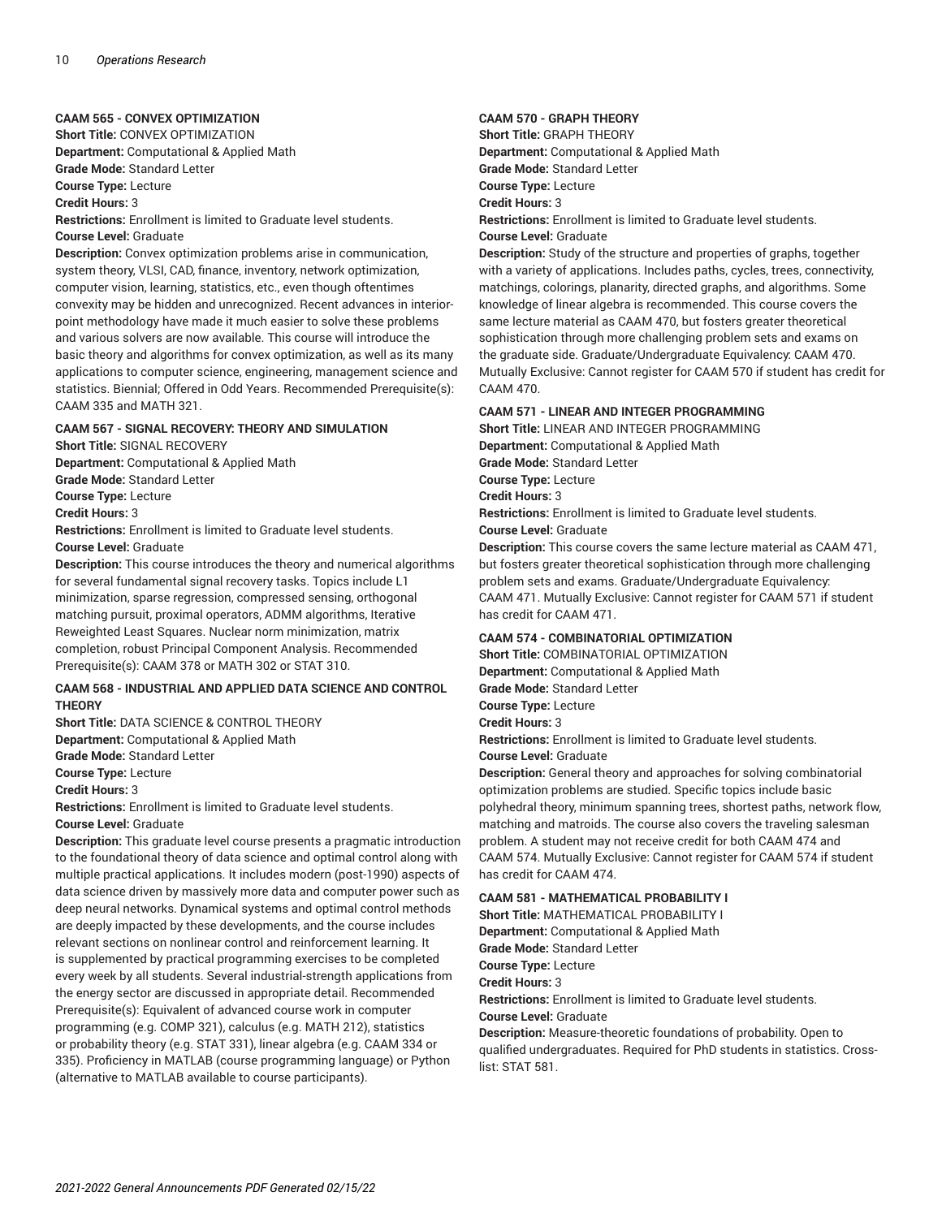**CAAM 565 - CONVEX OPTIMIZATION**

**Short Title:** CONVEX OPTIMIZATION
**Department:** Computational & Applied Math
**Grade Mode:** Standard Letter
**Course Type:** Lecture
**Credit Hours:** 3
**Restrictions:** Enrollment is limited to Graduate level students.
**Course Level:** Graduate
**Description:** Convex optimization problems arise in communication, system theory, VLSI, CAD, finance, inventory, network optimization, computer vision, learning, statistics, etc., even though oftentimes convexity may be hidden and unrecognized. Recent advances in interior-point methodology have made it much easier to solve these problems and various solvers are now available. This course will introduce the basic theory and algorithms for convex optimization, as well as its many applications to computer science, engineering, management science and statistics. Biennial; Offered in Odd Years. Recommended Prerequisite(s): CAAM 335 and MATH 321.

**CAAM 567 - SIGNAL RECOVERY: THEORY AND SIMULATION**

**Short Title:** SIGNAL RECOVERY
**Department:** Computational & Applied Math
**Grade Mode:** Standard Letter
**Course Type:** Lecture
**Credit Hours:** 3
**Restrictions:** Enrollment is limited to Graduate level students.
**Course Level:** Graduate
**Description:** This course introduces the theory and numerical algorithms for several fundamental signal recovery tasks. Topics include L1 minimization, sparse regression, compressed sensing, orthogonal matching pursuit, proximal operators, ADMM algorithms, Iterative Reweighted Least Squares. Nuclear norm minimization, matrix completion, robust Principal Component Analysis. Recommended Prerequisite(s): CAAM 378 or MATH 302 or STAT 310.

**CAAM 568 - INDUSTRIAL AND APPLIED DATA SCIENCE AND CONTROL THEORY**

**Short Title:** DATA SCIENCE & CONTROL THEORY
**Department:** Computational & Applied Math
**Grade Mode:** Standard Letter
**Course Type:** Lecture
**Credit Hours:** 3
**Restrictions:** Enrollment is limited to Graduate level students.
**Course Level:** Graduate
**Description:** This graduate level course presents a pragmatic introduction to the foundational theory of data science and optimal control along with multiple practical applications. It includes modern (post-1990) aspects of data science driven by massively more data and computer power such as deep neural networks. Dynamical systems and optimal control methods are deeply impacted by these developments, and the course includes relevant sections on nonlinear control and reinforcement learning. It is supplemented by practical programming exercises to be completed every week by all students. Several industrial-strength applications from the energy sector are discussed in appropriate detail. Recommended Prerequisite(s): Equivalent of advanced course work in computer programming (e.g. COMP 321), calculus (e.g. MATH 212), statistics or probability theory (e.g. STAT 331), linear algebra (e.g. CAAM 334 or 335). Proficiency in MATLAB (course programming language) or Python (alternative to MATLAB available to course participants).

**CAAM 570 - GRAPH THEORY**

**Short Title:** GRAPH THEORY
**Department:** Computational & Applied Math
**Grade Mode:** Standard Letter
**Course Type:** Lecture
**Credit Hours:** 3
**Restrictions:** Enrollment is limited to Graduate level students.
**Course Level:** Graduate
**Description:** Study of the structure and properties of graphs, together with a variety of applications. Includes paths, cycles, trees, connectivity, matchings, colorings, planarity, directed graphs, and algorithms. Some knowledge of linear algebra is recommended. This course covers the same lecture material as CAAM 470, but fosters greater theoretical sophistication through more challenging problem sets and exams on the graduate side. Graduate/Undergraduate Equivalency: CAAM 470. Mutually Exclusive: Cannot register for CAAM 570 if student has credit for CAAM 470.

**CAAM 571 - LINEAR AND INTEGER PROGRAMMING**

**Short Title:** LINEAR AND INTEGER PROGRAMMING
**Department:** Computational & Applied Math
**Grade Mode:** Standard Letter
**Course Type:** Lecture
**Credit Hours:** 3
**Restrictions:** Enrollment is limited to Graduate level students.
**Course Level:** Graduate
**Description:** This course covers the same lecture material as CAAM 471, but fosters greater theoretical sophistication through more challenging problem sets and exams. Graduate/Undergraduate Equivalency: CAAM 471. Mutually Exclusive: Cannot register for CAAM 571 if student has credit for CAAM 471.

**CAAM 574 - COMBINATORIAL OPTIMIZATION**

**Short Title:** COMBINATORIAL OPTIMIZATION
**Department:** Computational & Applied Math
**Grade Mode:** Standard Letter
**Course Type:** Lecture
**Credit Hours:** 3
**Restrictions:** Enrollment is limited to Graduate level students.
**Course Level:** Graduate
**Description:** General theory and approaches for solving combinatorial optimization problems are studied. Specific topics include basic polyhedral theory, minimum spanning trees, shortest paths, network flow, matching and matroids. The course also covers the traveling salesman problem. A student may not receive credit for both CAAM 474 and CAAM 574. Mutually Exclusive: Cannot register for CAAM 574 if student has credit for CAAM 474.

**CAAM 581 - MATHEMATICAL PROBABILITY I**

**Short Title:** MATHEMATICAL PROBABILITY I
**Department:** Computational & Applied Math
**Grade Mode:** Standard Letter
**Course Type:** Lecture
**Credit Hours:** 3
**Restrictions:** Enrollment is limited to Graduate level students.
**Course Level:** Graduate
**Description:** Measure-theoretic foundations of probability. Open to qualified undergraduates. Required for PhD students in statistics. Cross-list: STAT 581.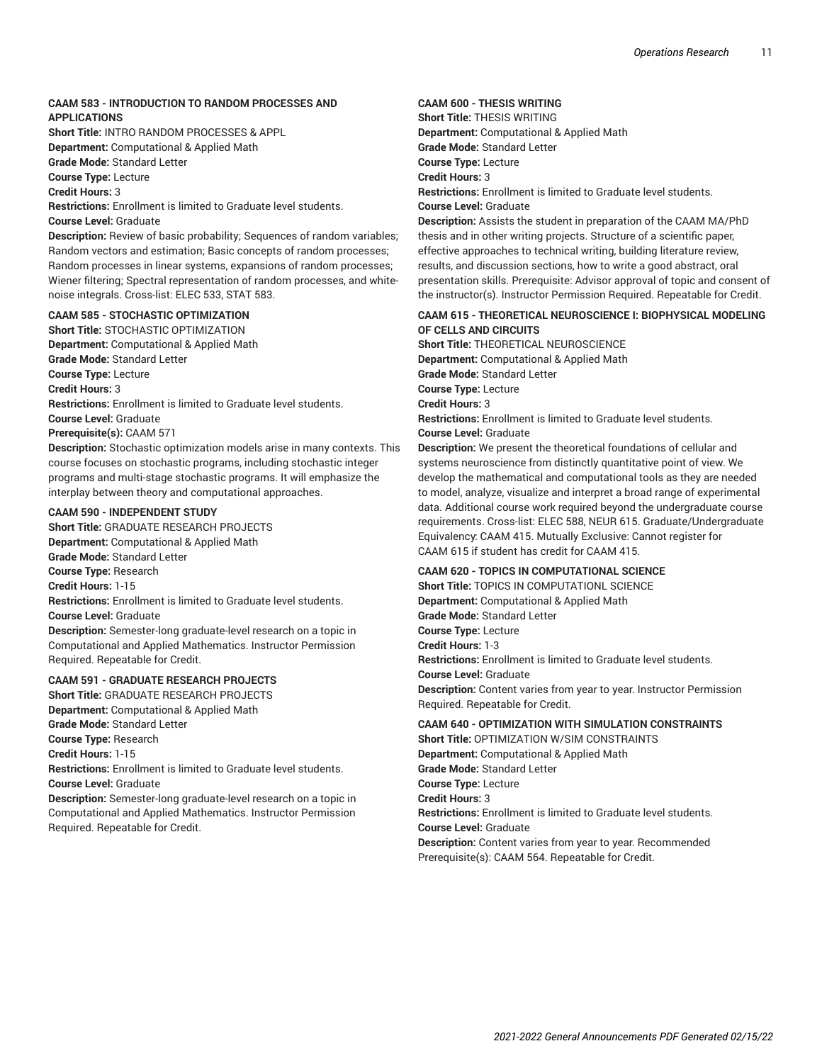**CAAM 583 - INTRODUCTION TO RANDOM PROCESSES AND APPLICATIONS**

**Short Title:** INTRO RANDOM PROCESSES & APPL
**Department:** Computational & Applied Math
**Grade Mode:** Standard Letter
**Course Type:** Lecture
**Credit Hours:** 3
**Restrictions:** Enrollment is limited to Graduate level students.
**Course Level:** Graduate
**Description:** Review of basic probability; Sequences of random variables; Random vectors and estimation; Basic concepts of random processes; Random processes in linear systems, expansions of random processes; Wiener filtering; Spectral representation of random processes, and white-noise integrals. Cross-list: ELEC 533, STAT 583.

**CAAM 585 - STOCHASTIC OPTIMIZATION**

**Short Title:** STOCHASTIC OPTIMIZATION
**Department:** Computational & Applied Math
**Grade Mode:** Standard Letter
**Course Type:** Lecture
**Credit Hours:** 3
**Restrictions:** Enrollment is limited to Graduate level students.
**Course Level:** Graduate
**Prerequisite(s):** CAAM 571
**Description:** Stochastic optimization models arise in many contexts. This course focuses on stochastic programs, including stochastic integer programs and multi-stage stochastic programs. It will emphasize the interplay between theory and computational approaches.

**CAAM 590 - INDEPENDENT STUDY**

**Short Title:** GRADUATE RESEARCH PROJECTS
**Department:** Computational & Applied Math
**Grade Mode:** Standard Letter
**Course Type:** Research
**Credit Hours:** 1-15
**Restrictions:** Enrollment is limited to Graduate level students.
**Course Level:** Graduate
**Description:** Semester-long graduate-level research on a topic in Computational and Applied Mathematics. Instructor Permission Required. Repeatable for Credit.

**CAAM 591 - GRADUATE RESEARCH PROJECTS**

**Short Title:** GRADUATE RESEARCH PROJECTS
**Department:** Computational & Applied Math
**Grade Mode:** Standard Letter
**Course Type:** Research
**Credit Hours:** 1-15
**Restrictions:** Enrollment is limited to Graduate level students.
**Course Level:** Graduate
**Description:** Semester-long graduate-level research on a topic in Computational and Applied Mathematics. Instructor Permission Required. Repeatable for Credit.

**CAAM 600 - THESIS WRITING**

**Short Title:** THESIS WRITING
**Department:** Computational & Applied Math
**Grade Mode:** Standard Letter
**Course Type:** Lecture
**Credit Hours:** 3
**Restrictions:** Enrollment is limited to Graduate level students.
**Course Level:** Graduate
**Description:** Assists the student in preparation of the CAAM MA/PhD thesis and in other writing projects. Structure of a scientific paper, effective approaches to technical writing, building literature review, results, and discussion sections, how to write a good abstract, oral presentation skills. Prerequisite: Advisor approval of topic and consent of the instructor(s). Instructor Permission Required. Repeatable for Credit.

**CAAM 615 - THEORETICAL NEUROSCIENCE I: BIOPHYSICAL MODELING OF CELLS AND CIRCUITS**

**Short Title:** THEORETICAL NEUROSCIENCE
**Department:** Computational & Applied Math
**Grade Mode:** Standard Letter
**Course Type:** Lecture
**Credit Hours:** 3
**Restrictions:** Enrollment is limited to Graduate level students.
**Course Level:** Graduate
**Description:** We present the theoretical foundations of cellular and systems neuroscience from distinctly quantitative point of view. We develop the mathematical and computational tools as they are needed to model, analyze, visualize and interpret a broad range of experimental data. Additional course work required beyond the undergraduate course requirements. Cross-list: ELEC 588, NEUR 615. Graduate/Undergraduate Equivalency: CAAM 415. Mutually Exclusive: Cannot register for CAAM 615 if student has credit for CAAM 415.

**CAAM 620 - TOPICS IN COMPUTATIONAL SCIENCE**

**Short Title:** TOPICS IN COMPUTATIONL SCIENCE
**Department:** Computational & Applied Math
**Grade Mode:** Standard Letter
**Course Type:** Lecture
**Credit Hours:** 1-3
**Restrictions:** Enrollment is limited to Graduate level students.
**Course Level:** Graduate
**Description:** Content varies from year to year. Instructor Permission Required. Repeatable for Credit.

**CAAM 640 - OPTIMIZATION WITH SIMULATION CONSTRAINTS**

**Short Title:** OPTIMIZATION W/SIM CONSTRAINTS
**Department:** Computational & Applied Math
**Grade Mode:** Standard Letter
**Course Type:** Lecture
**Credit Hours:** 3
**Restrictions:** Enrollment is limited to Graduate level students.
**Course Level:** Graduate
**Description:** Content varies from year to year. Recommended Prerequisite(s): CAAM 564. Repeatable for Credit.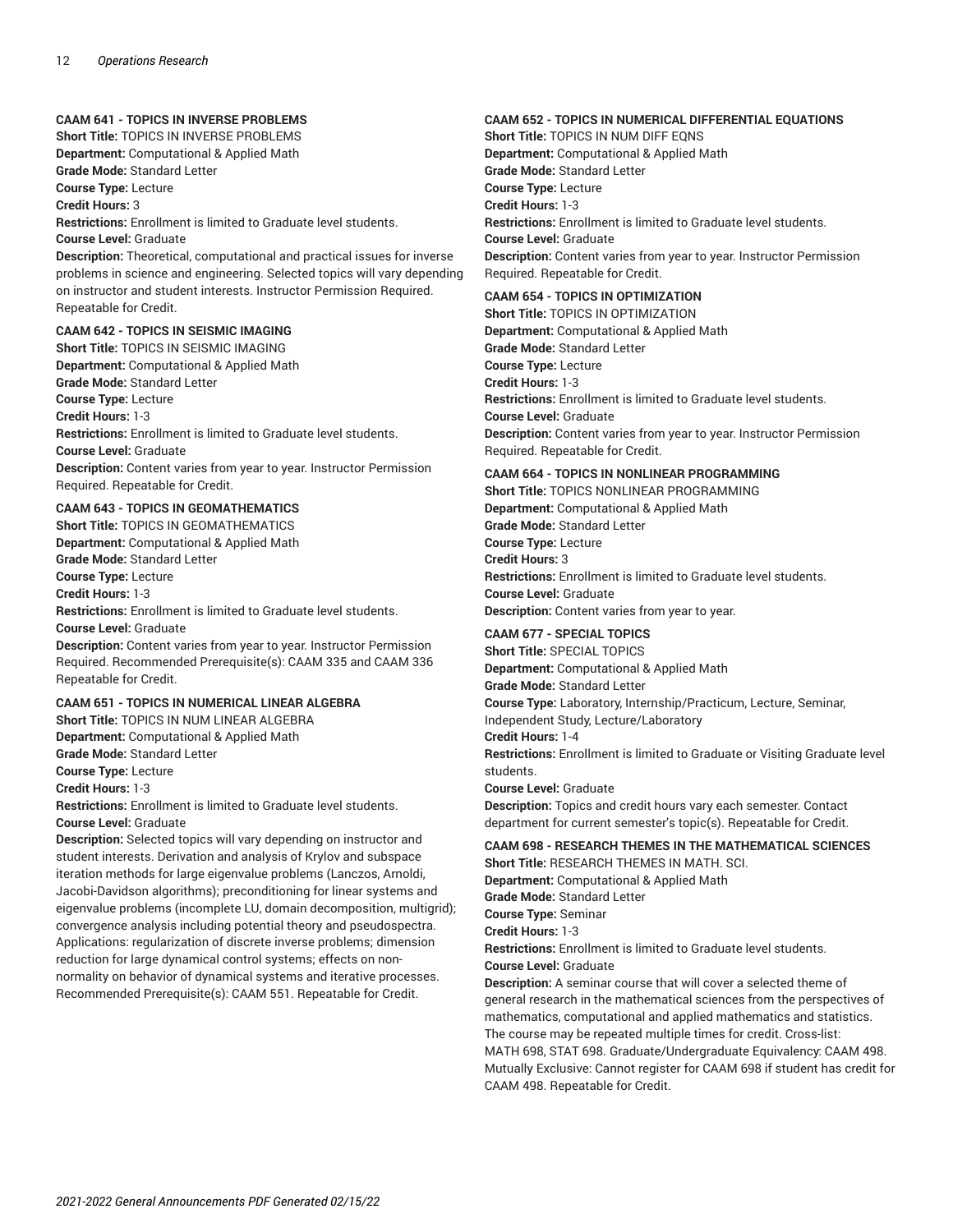**CAAM 641 - TOPICS IN INVERSE PROBLEMS**
**Short Title:** TOPICS IN INVERSE PROBLEMS
**Department:** Computational & Applied Math
**Grade Mode:** Standard Letter
**Course Type:** Lecture
**Credit Hours:** 3
**Restrictions:** Enrollment is limited to Graduate level students.
**Course Level:** Graduate
**Description:** Theoretical, computational and practical issues for inverse problems in science and engineering. Selected topics will vary depending on instructor and student interests. Instructor Permission Required. Repeatable for Credit.

**CAAM 642 - TOPICS IN SEISMIC IMAGING**
**Short Title:** TOPICS IN SEISMIC IMAGING
**Department:** Computational & Applied Math
**Grade Mode:** Standard Letter
**Course Type:** Lecture
**Credit Hours:** 1-3
**Restrictions:** Enrollment is limited to Graduate level students.
**Course Level:** Graduate
**Description:** Content varies from year to year. Instructor Permission Required. Repeatable for Credit.

**CAAM 643 - TOPICS IN GEOMATHEMATICS**
**Short Title:** TOPICS IN GEOMATHEMATICS
**Department:** Computational & Applied Math
**Grade Mode:** Standard Letter
**Course Type:** Lecture
**Credit Hours:** 1-3
**Restrictions:** Enrollment is limited to Graduate level students.
**Course Level:** Graduate
**Description:** Content varies from year to year. Instructor Permission Required. Recommended Prerequisite(s): CAAM 335 and CAAM 336 Repeatable for Credit.

**CAAM 651 - TOPICS IN NUMERICAL LINEAR ALGEBRA**
**Short Title:** TOPICS IN NUM LINEAR ALGEBRA
**Department:** Computational & Applied Math
**Grade Mode:** Standard Letter
**Course Type:** Lecture
**Credit Hours:** 1-3
**Restrictions:** Enrollment is limited to Graduate level students.
**Course Level:** Graduate
**Description:** Selected topics will vary depending on instructor and student interests. Derivation and analysis of Krylov and subspace iteration methods for large eigenvalue problems (Lanczos, Arnoldi, Jacobi-Davidson algorithms); preconditioning for linear systems and eigenvalue problems (incomplete LU, domain decomposition, multigrid); convergence analysis including potential theory and pseudospectra. Applications: regularization of discrete inverse problems; dimension reduction for large dynamical control systems; effects on non-normality on behavior of dynamical systems and iterative processes. Recommended Prerequisite(s): CAAM 551. Repeatable for Credit.

**CAAM 652 - TOPICS IN NUMERICAL DIFFERENTIAL EQUATIONS**
**Short Title:** TOPICS IN NUM DIFF EQNS
**Department:** Computational & Applied Math
**Grade Mode:** Standard Letter
**Course Type:** Lecture
**Credit Hours:** 1-3
**Restrictions:** Enrollment is limited to Graduate level students.
**Course Level:** Graduate
**Description:** Content varies from year to year. Instructor Permission Required. Repeatable for Credit.

**CAAM 654 - TOPICS IN OPTIMIZATION**
**Short Title:** TOPICS IN OPTIMIZATION
**Department:** Computational & Applied Math
**Grade Mode:** Standard Letter
**Course Type:** Lecture
**Credit Hours:** 1-3
**Restrictions:** Enrollment is limited to Graduate level students.
**Course Level:** Graduate
**Description:** Content varies from year to year. Instructor Permission Required. Repeatable for Credit.

**CAAM 664 - TOPICS IN NONLINEAR PROGRAMMING**
**Short Title:** TOPICS NONLINEAR PROGRAMMING
**Department:** Computational & Applied Math
**Grade Mode:** Standard Letter
**Course Type:** Lecture
**Credit Hours:** 3
**Restrictions:** Enrollment is limited to Graduate level students.
**Course Level:** Graduate
**Description:** Content varies from year to year.

**CAAM 677 - SPECIAL TOPICS**
**Short Title:** SPECIAL TOPICS
**Department:** Computational & Applied Math
**Grade Mode:** Standard Letter
**Course Type:** Laboratory, Internship/Practicum, Lecture, Seminar, Independent Study, Lecture/Laboratory
**Credit Hours:** 1-4
**Restrictions:** Enrollment is limited to Graduate or Visiting Graduate level students.
**Course Level:** Graduate
**Description:** Topics and credit hours vary each semester. Contact department for current semester's topic(s). Repeatable for Credit.

**CAAM 698 - RESEARCH THEMES IN THE MATHEMATICAL SCIENCES**
**Short Title:** RESEARCH THEMES IN MATH. SCI.
**Department:** Computational & Applied Math
**Grade Mode:** Standard Letter
**Course Type:** Seminar
**Credit Hours:** 1-3
**Restrictions:** Enrollment is limited to Graduate level students.
**Course Level:** Graduate
**Description:** A seminar course that will cover a selected theme of general research in the mathematical sciences from the perspectives of mathematics, computational and applied mathematics and statistics. The course may be repeated multiple times for credit. Cross-list: MATH 698, STAT 698. Graduate/Undergraduate Equivalency: CAAM 498. Mutually Exclusive: Cannot register for CAAM 698 if student has credit for CAAM 498. Repeatable for Credit.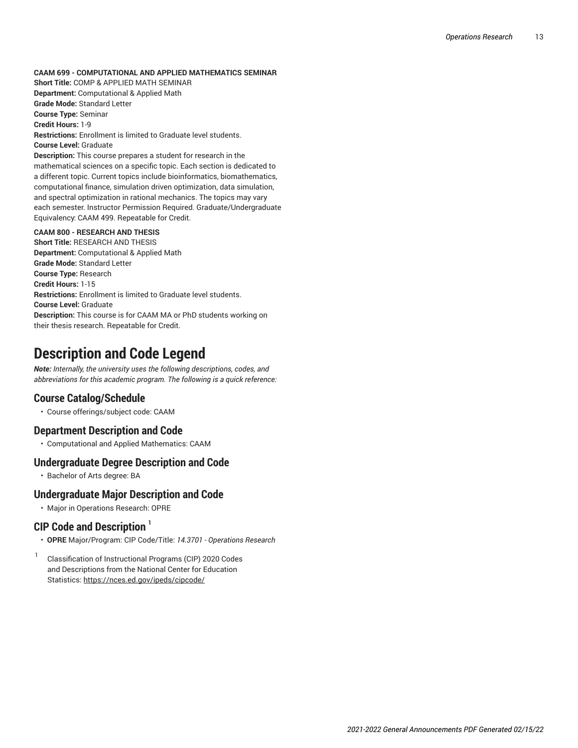**CAAM 699 - COMPUTATIONAL AND APPLIED MATHEMATICS SEMINAR**
**Short Title:** COMP & APPLIED MATH SEMINAR
**Department:** Computational & Applied Math
**Grade Mode:** Standard Letter
**Course Type:** Seminar
**Credit Hours:** 1-9
**Restrictions:** Enrollment is limited to Graduate level students.
**Course Level:** Graduate
**Description:** This course prepares a student for research in the mathematical sciences on a specific topic. Each section is dedicated to a different topic. Current topics include bioinformatics, biomathematics, computational finance, simulation driven optimization, data simulation, and spectral optimization in rational mechanics. The topics may vary each semester. Instructor Permission Required. Graduate/Undergraduate Equivalency: CAAM 499. Repeatable for Credit.

**CAAM 800 - RESEARCH AND THESIS**
**Short Title:** RESEARCH AND THESIS
**Department:** Computational & Applied Math
**Grade Mode:** Standard Letter
**Course Type:** Research
**Credit Hours:** 1-15
**Restrictions:** Enrollment is limited to Graduate level students.
**Course Level:** Graduate
**Description:** This course is for CAAM MA or PhD students working on their thesis research. Repeatable for Credit.

# Description and Code Legend

***Note:*** *Internally, the university uses the following descriptions, codes, and abbreviations for this academic program. The following is a quick reference:*

## Course Catalog/Schedule

- Course offerings/subject code: CAAM

## Department Description and Code

- Computational and Applied Mathematics: CAAM

## Undergraduate Degree Description and Code

- Bachelor of Arts degree: BA

## Undergraduate Major Description and Code

- Major in Operations Research: OPRE

## CIP Code and Description [1]

- **OPRE** Major/Program: CIP Code/Title: *14.3701 - Operations Research*

[1] Classification of Instructional Programs (CIP) 2020 Codes and Descriptions from the National Center for Education Statistics: https://nces.ed.gov/ipeds/cipcode/